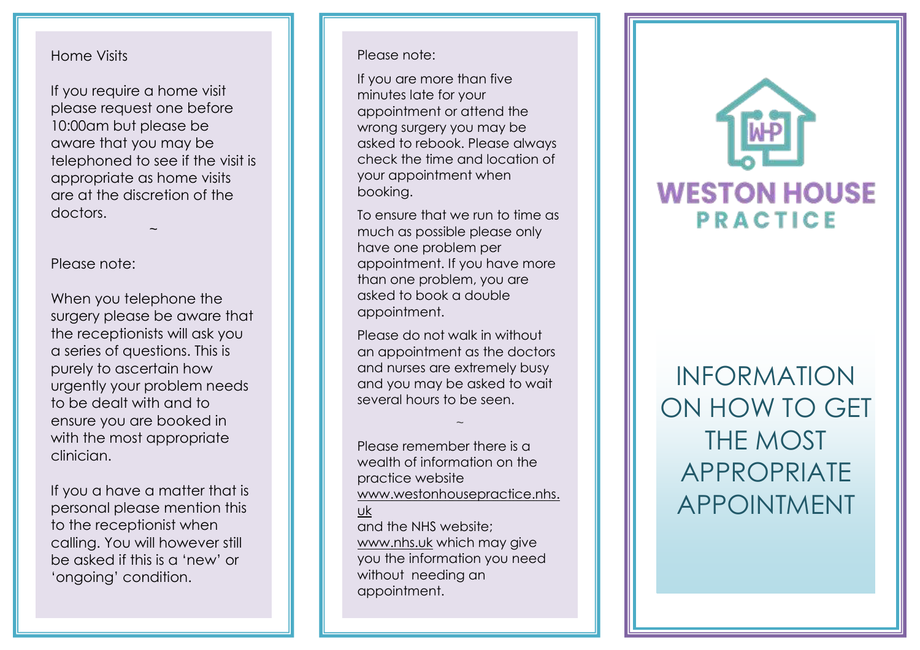Home Visits

If you require a home visit please request one before 10:00am but please be aware that you may be telephoned to see if the visit is appropriate as home visits are at the discretion of the doctors.

~

Please note:

When you telephone the surgery please be aware that the receptionists will ask you a series of questions. This is purely to ascertain how urgently your problem needs to be dealt with and to ensure you are booked in with the most appropriate clinician.

If you a have a matter that is personal please mention this to the receptionist when calling. You will however still be asked if this is a 'new' or 'ongoing' condition.

Please note:

If you are more than five minutes late for your appointment or attend the wrong surgery you may be asked to rebook. Please always check the time and location of your appointment when booking.

To ensure that we run to time as much as possible please only have one problem per appointment. If you have more than one problem, you are asked to book a double appointment.

Please do not walk in without an appointment as the doctors and nurses are extremely busy and you may be asked to wait several hours to be seen.

~

Please remember there is a wealth of information on the practice website www.westonhousepractice.nhs.uk and the NHS website; www.nhs.uk which may give you the information you need without needing an appointment.

WHP

**WESTON HOUSE PRACTICE**

# INFORMATION ON HOW TO GET THE MOST APPROPRIATE APPOINTMENT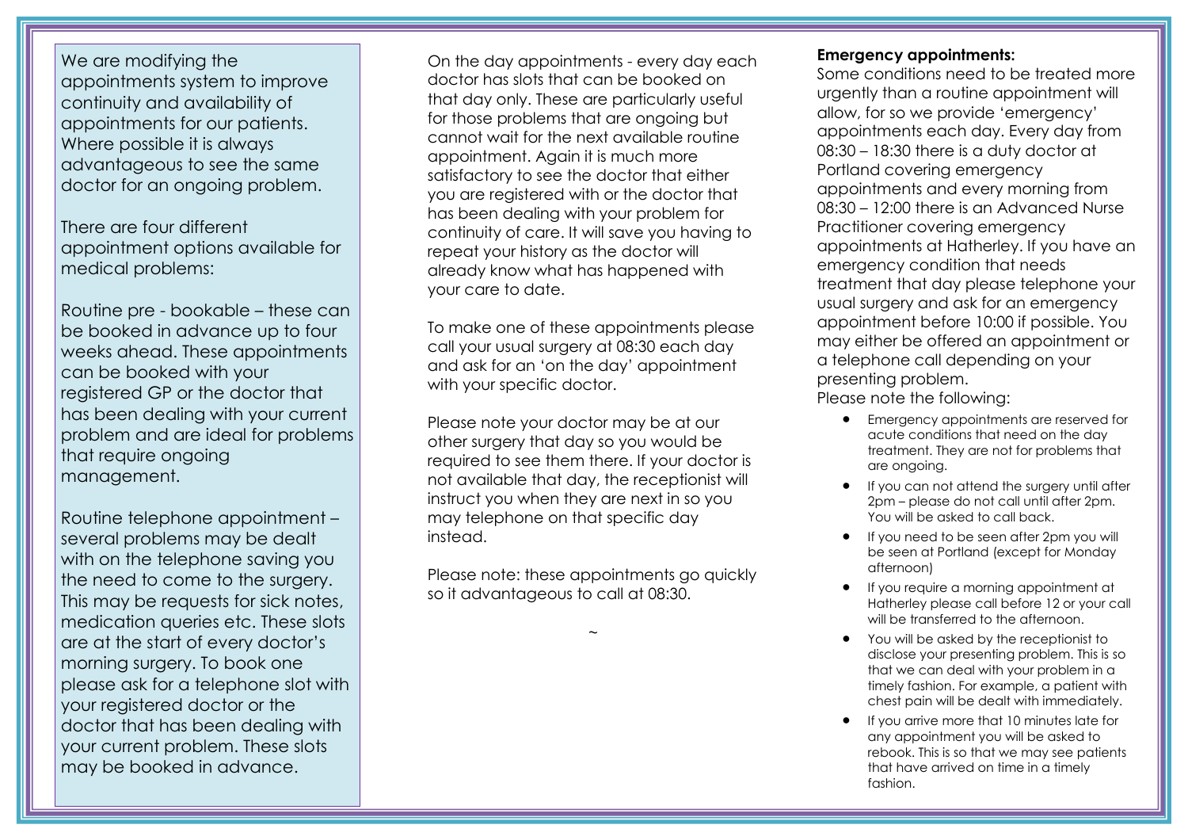We are modifying the appointments system to improve continuity and availability of appointments for our patients. Where possible it is always advantageous to see the same doctor for an ongoing problem.

There are four different appointment options available for medical problems:

Routine pre - bookable – these can be booked in advance up to four weeks ahead. These appointments can be booked with your registered GP or the doctor that has been dealing with your current problem and are ideal for problems that require ongoing management.

Routine telephone appointment – several problems may be dealt with on the telephone saving you the need to come to the surgery. This may be requests for sick notes, medication queries etc. These slots are at the start of every doctor's morning surgery. To book one please ask for a telephone slot with your registered doctor or the doctor that has been dealing with your current problem. These slots may be booked in advance.

On the day appointments - every day each doctor has slots that can be booked on that day only. These are particularly useful for those problems that are ongoing but cannot wait for the next available routine appointment. Again it is much more satisfactory to see the doctor that either you are registered with or the doctor that has been dealing with your problem for continuity of care. It will save you having to repeat your history as the doctor will already know what has happened with your care to date.

To make one of these appointments please call your usual surgery at 08:30 each day and ask for an 'on the day' appointment with your specific doctor.

Please note your doctor may be at our other surgery that day so you would be required to see them there. If your doctor is not available that day, the receptionist will instruct you when they are next in so you may telephone on that specific day instead.

Please note: these appointments go quickly so it advantageous to call at 08:30.

~

**Emergency appointments:**

Some conditions need to be treated more urgently than a routine appointment will allow, for so we provide 'emergency' appointments each day. Every day from 08:30 – 18:30 there is a duty doctor at Portland covering emergency appointments and every morning from 08:30 – 12:00 there is an Advanced Nurse Practitioner covering emergency appointments at Hatherley. If you have an emergency condition that needs treatment that day please telephone your usual surgery and ask for an emergency appointment before 10:00 if possible. You may either be offered an appointment or a telephone call depending on your presenting problem.

Please note the following:

- Emergency appointments are reserved for acute conditions that need on the day treatment. They are not for problems that are ongoing.
- If you can not attend the surgery until after 2pm – please do not call until after 2pm. You will be asked to call back.
- If you need to be seen after 2pm you will be seen at Portland (except for Monday afternoon)
- If you require a morning appointment at Hatherley please call before 12 or your call will be transferred to the afternoon.
- You will be asked by the receptionist to disclose your presenting problem. This is so that we can deal with your problem in a timely fashion. For example, a patient with chest pain will be dealt with immediately.
- If you arrive more that 10 minutes late for any appointment you will be asked to rebook. This is so that we may see patients that have arrived on time in a timely fashion.